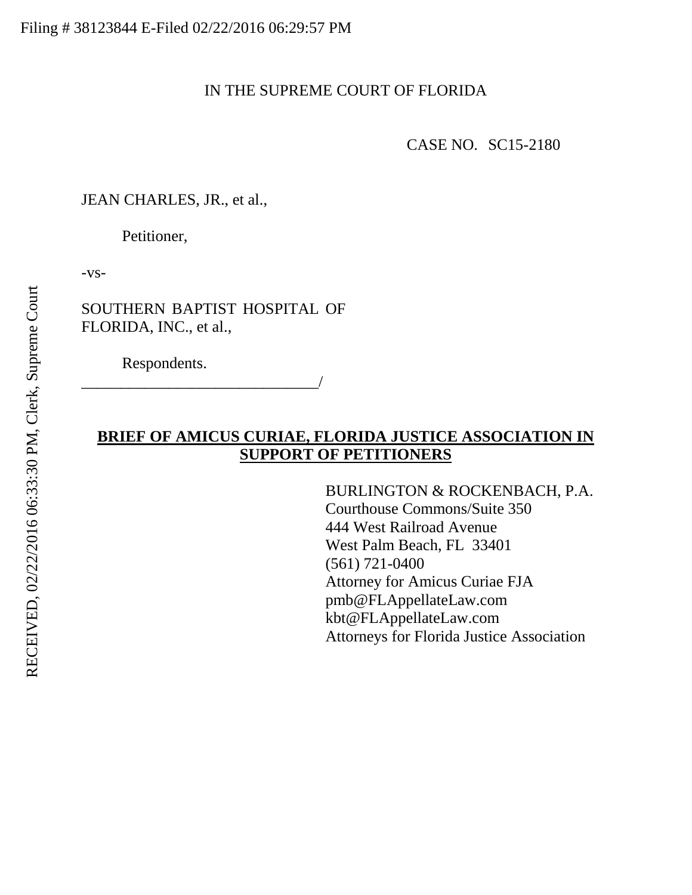Filing # 38123844 E-Filed 02/22/2016 06:29:57 PM

RECEIVED, 02/22/2016 06:33:30 PM, Clerk, Supreme Court

IN THE SUPREME COURT OF FLORIDA

CASE NO. SC15-2180

JEAN CHARLES, JR., et al.,

Petitioner,

-vs-

SOUTHERN BAPTIST HOSPITAL OF FLORIDA, INC., et al.,

Respondents.

_______________________________/

**BRIEF OF AMICUS CURIAE, FLORIDA JUSTICE ASSOCIATION IN SUPPORT OF PETITIONERS**

BURLINGTON & ROCKENBACH, P.A.
Courthouse Commons/Suite 350
444 West Railroad Avenue
West Palm Beach, FL 33401
(561) 721-0400
Attorney for Amicus Curiae FJA
pmb@FLAppellateLaw.com
kbt@FLAppellateLaw.com
Attorneys for Florida Justice Association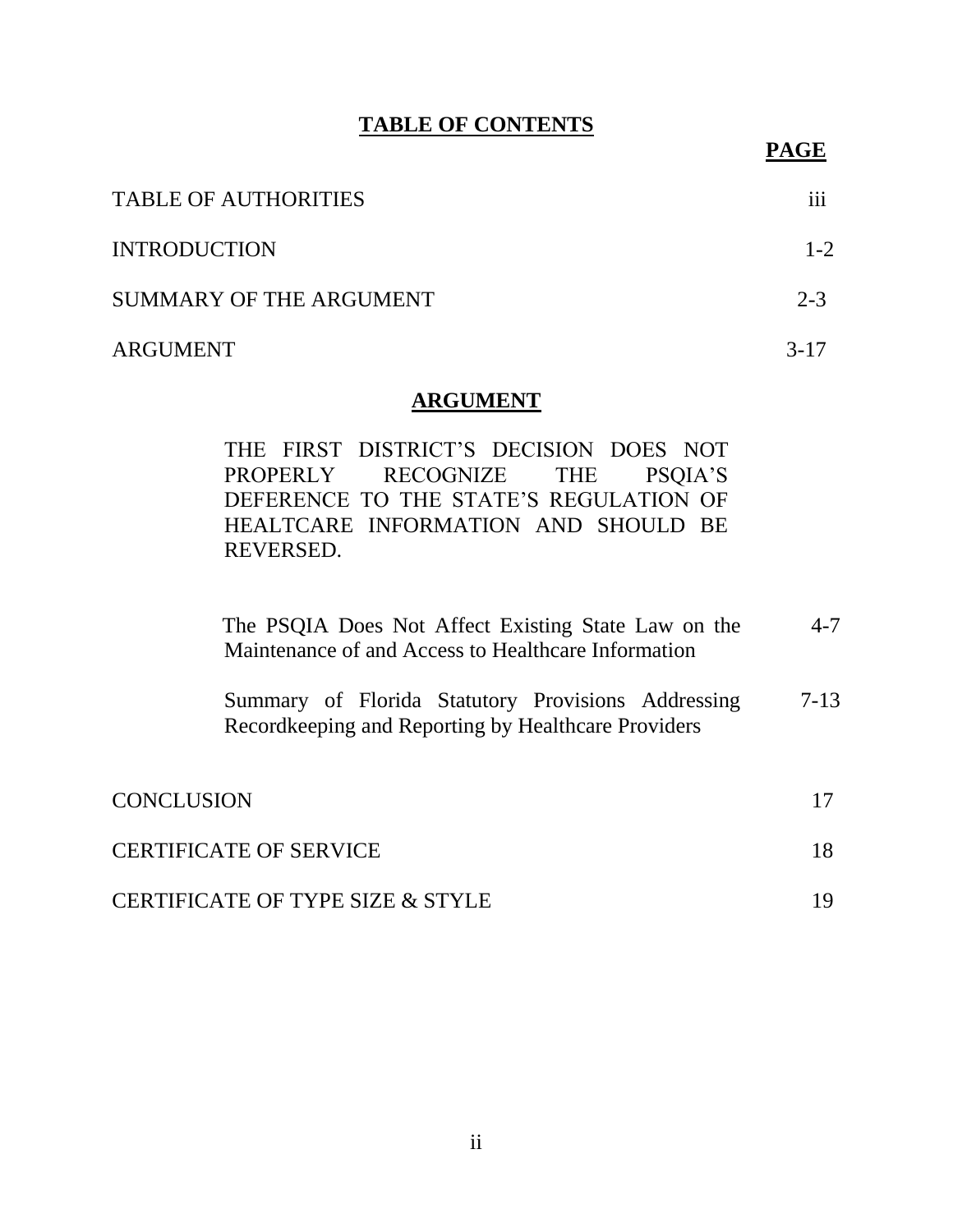# TABLE OF CONTENTS

| | PAGE |
|---|---|
| TABLE OF AUTHORITIES | iii |
| INTRODUCTION | 1-2 |
| SUMMARY OF THE ARGUMENT | 2-3 |
| ARGUMENT | 3-17 |

## ARGUMENT

THE FIRST DISTRICT'S DECISION DOES NOT PROPERLY RECOGNIZE THE PSQIA'S DEFERENCE TO THE STATE'S REGULATION OF HEALTCARE INFORMATION AND SHOULD BE REVERSED.

| | |
|---|---|
| The PSQIA Does Not Affect Existing State Law on the Maintenance of and Access to Healthcare Information | 4-7 |
| Summary of Florida Statutory Provisions Addressing Recordkeeping and Reporting by Healthcare Providers | 7-13 |

| | |
|---|---|
| CONCLUSION | 17 |
| CERTIFICATE OF SERVICE | 18 |
| CERTIFICATE OF TYPE SIZE & STYLE | 19 |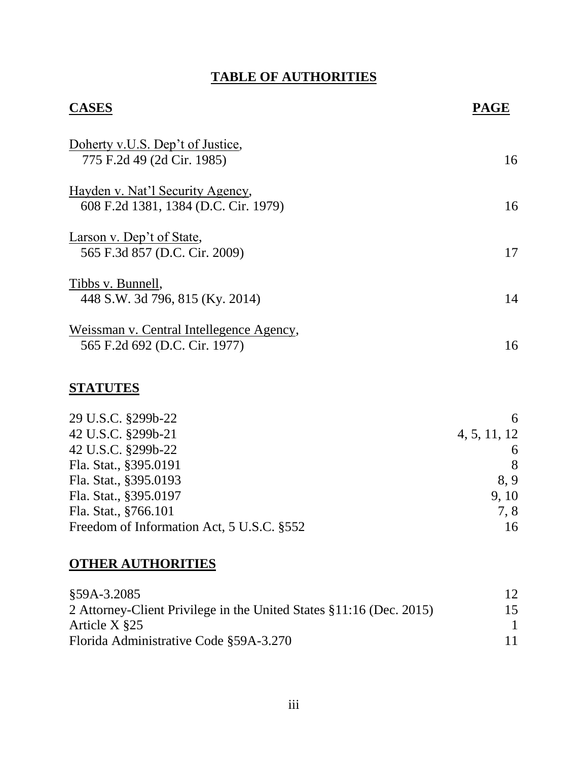# TABLE OF AUTHORITIES

| **CASES** | **PAGE** |
|---|---|
| Doherty v.U.S. Dep't of Justice, 775 F.2d 49 (2d Cir. 1985) | 16 |
| Hayden v. Nat'l Security Agency, 608 F.2d 1381, 1384 (D.C. Cir. 1979) | 16 |
| Larson v. Dep't of State, 565 F.3d 857 (D.C. Cir. 2009) | 17 |
| Tibbs v. Bunnell, 448 S.W. 3d 796, 815 (Ky. 2014) | 14 |
| Weissman v. Central Intelligence Agency, 565 F.2d 692 (D.C. Cir. 1977) | 16 |

## STATUTES

| | |
|---|---|
| 29 U.S.C. §299b-22 | 6 |
| 42 U.S.C. §299b-21 | 4, 5, 11, 12 |
| 42 U.S.C. §299b-22 | 6 |
| Fla. Stat., §395.0191 | 8 |
| Fla. Stat., §395.0193 | 8, 9 |
| Fla. Stat., §395.0197 | 9, 10 |
| Fla. Stat., §766.101 | 7, 8 |
| Freedom of Information Act, 5 U.S.C. §552 | 16 |

## OTHER AUTHORITIES

| | |
|---|---|
| §59A-3.2085 | 12 |
| 2 Attorney-Client Privilege in the United States §11:16 (Dec. 2015) | 15 |
| Article X §25 | 1 |
| Florida Administrative Code §59A-3.270 | 11 |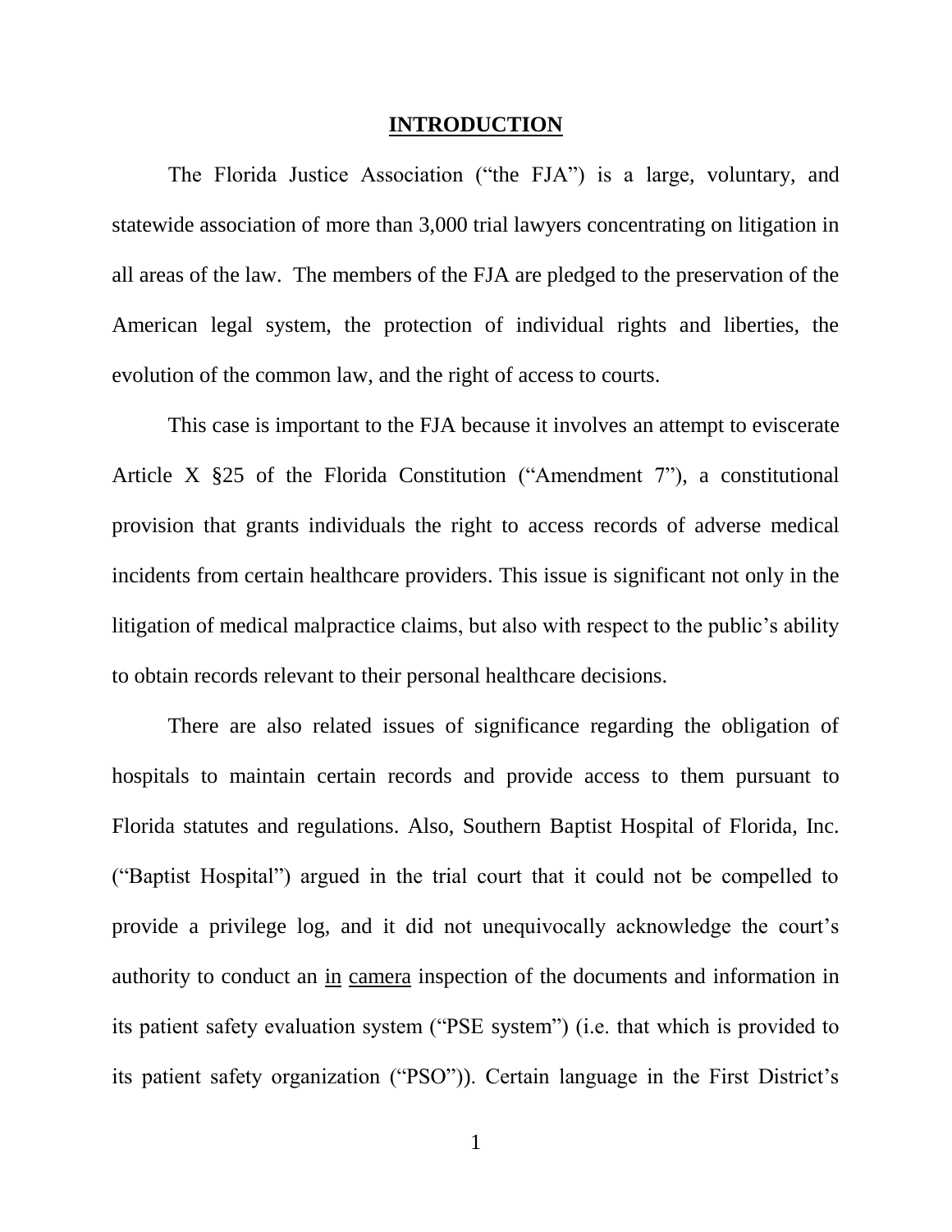## **INTRODUCTION**

The Florida Justice Association ("the FJA") is a large, voluntary, and statewide association of more than 3,000 trial lawyers concentrating on litigation in all areas of the law. The members of the FJA are pledged to the preservation of the American legal system, the protection of individual rights and liberties, the evolution of the common law, and the right of access to courts.

This case is important to the FJA because it involves an attempt to eviscerate Article X §25 of the Florida Constitution ("Amendment 7"), a constitutional provision that grants individuals the right to access records of adverse medical incidents from certain healthcare providers. This issue is significant not only in the litigation of medical malpractice claims, but also with respect to the public's ability to obtain records relevant to their personal healthcare decisions.

There are also related issues of significance regarding the obligation of hospitals to maintain certain records and provide access to them pursuant to Florida statutes and regulations. Also, Southern Baptist Hospital of Florida, Inc. ("Baptist Hospital") argued in the trial court that it could not be compelled to provide a privilege log, and it did not unequivocally acknowledge the court's authority to conduct an in camera inspection of the documents and information in its patient safety evaluation system ("PSE system") (i.e. that which is provided to its patient safety organization ("PSO")). Certain language in the First District's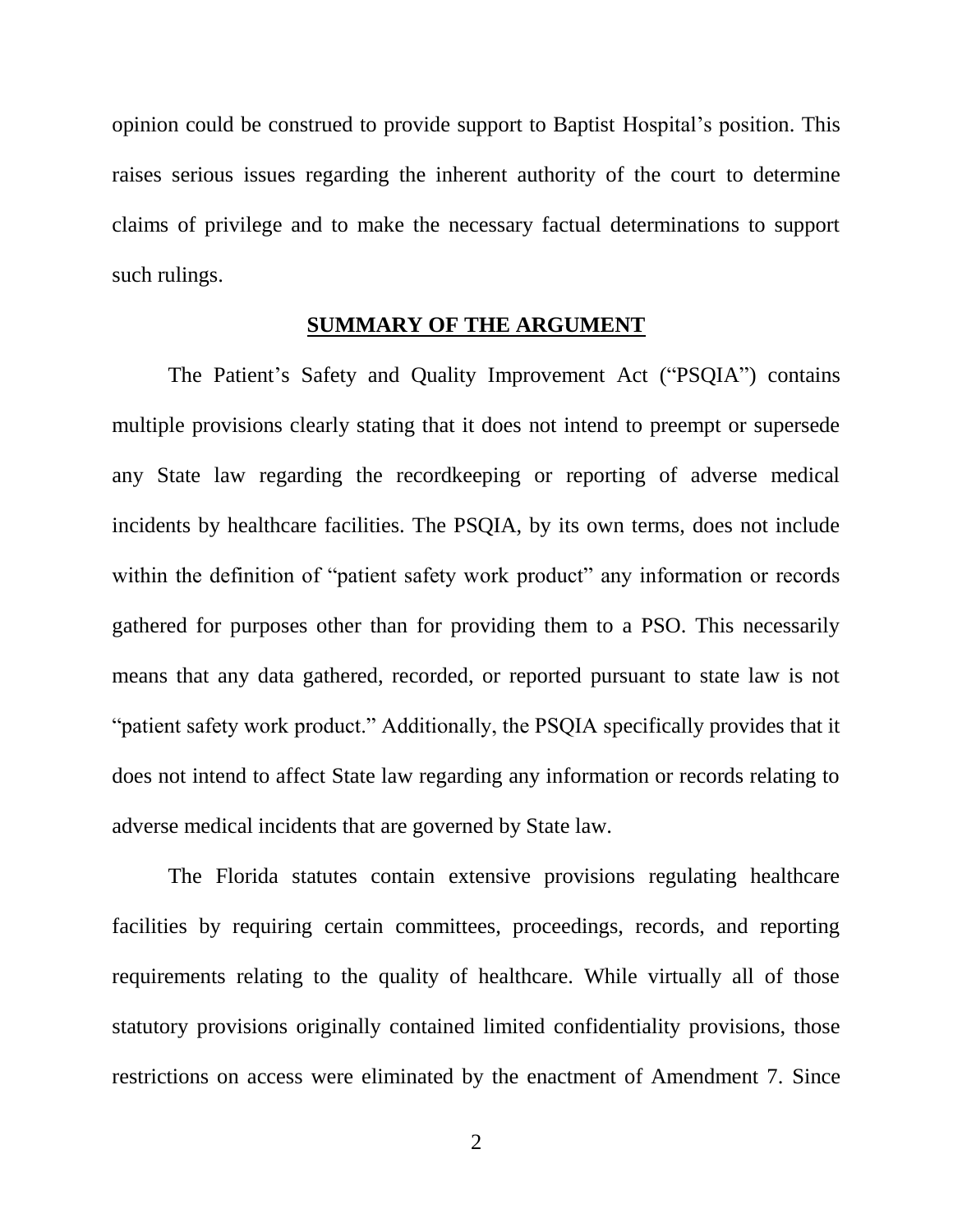opinion could be construed to provide support to Baptist Hospital's position. This raises serious issues regarding the inherent authority of the court to determine claims of privilege and to make the necessary factual determinations to support such rulings.

## SUMMARY OF THE ARGUMENT

The Patient's Safety and Quality Improvement Act ("PSQIA") contains multiple provisions clearly stating that it does not intend to preempt or supersede any State law regarding the recordkeeping or reporting of adverse medical incidents by healthcare facilities. The PSQIA, by its own terms, does not include within the definition of "patient safety work product" any information or records gathered for purposes other than for providing them to a PSO. This necessarily means that any data gathered, recorded, or reported pursuant to state law is not "patient safety work product." Additionally, the PSQIA specifically provides that it does not intend to affect State law regarding any information or records relating to adverse medical incidents that are governed by State law.

The Florida statutes contain extensive provisions regulating healthcare facilities by requiring certain committees, proceedings, records, and reporting requirements relating to the quality of healthcare. While virtually all of those statutory provisions originally contained limited confidentiality provisions, those restrictions on access were eliminated by the enactment of Amendment 7. Since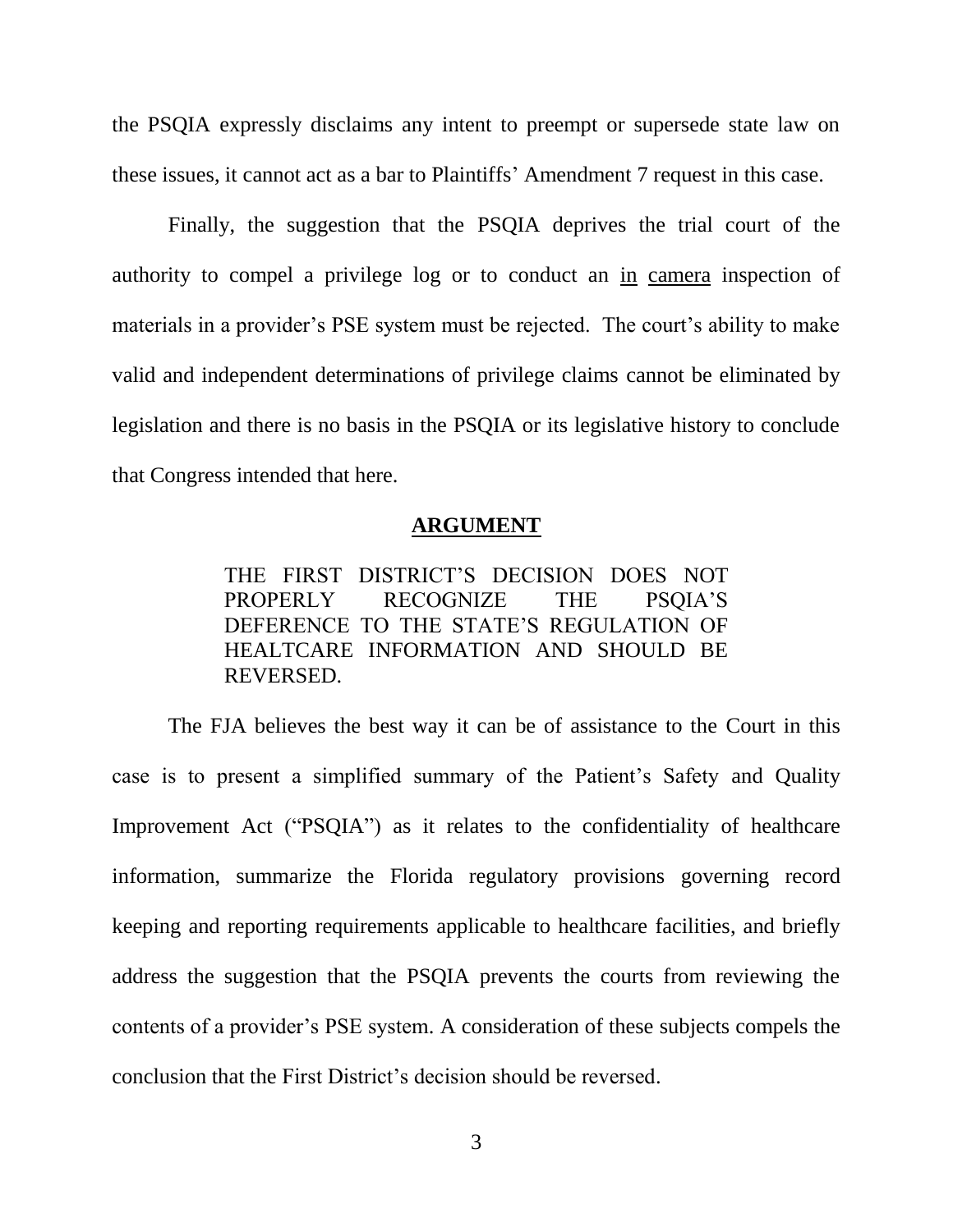the PSQIA expressly disclaims any intent to preempt or supersede state law on these issues, it cannot act as a bar to Plaintiffs' Amendment 7 request in this case.

Finally, the suggestion that the PSQIA deprives the trial court of the authority to compel a privilege log or to conduct an in camera inspection of materials in a provider's PSE system must be rejected. The court's ability to make valid and independent determinations of privilege claims cannot be eliminated by legislation and there is no basis in the PSQIA or its legislative history to conclude that Congress intended that here.

## ARGUMENT

THE FIRST DISTRICT'S DECISION DOES NOT PROPERLY RECOGNIZE THE PSQIA'S DEFERENCE TO THE STATE'S REGULATION OF HEALTCARE INFORMATION AND SHOULD BE REVERSED.

The FJA believes the best way it can be of assistance to the Court in this case is to present a simplified summary of the Patient's Safety and Quality Improvement Act ("PSQIA") as it relates to the confidentiality of healthcare information, summarize the Florida regulatory provisions governing record keeping and reporting requirements applicable to healthcare facilities, and briefly address the suggestion that the PSQIA prevents the courts from reviewing the contents of a provider's PSE system. A consideration of these subjects compels the conclusion that the First District's decision should be reversed.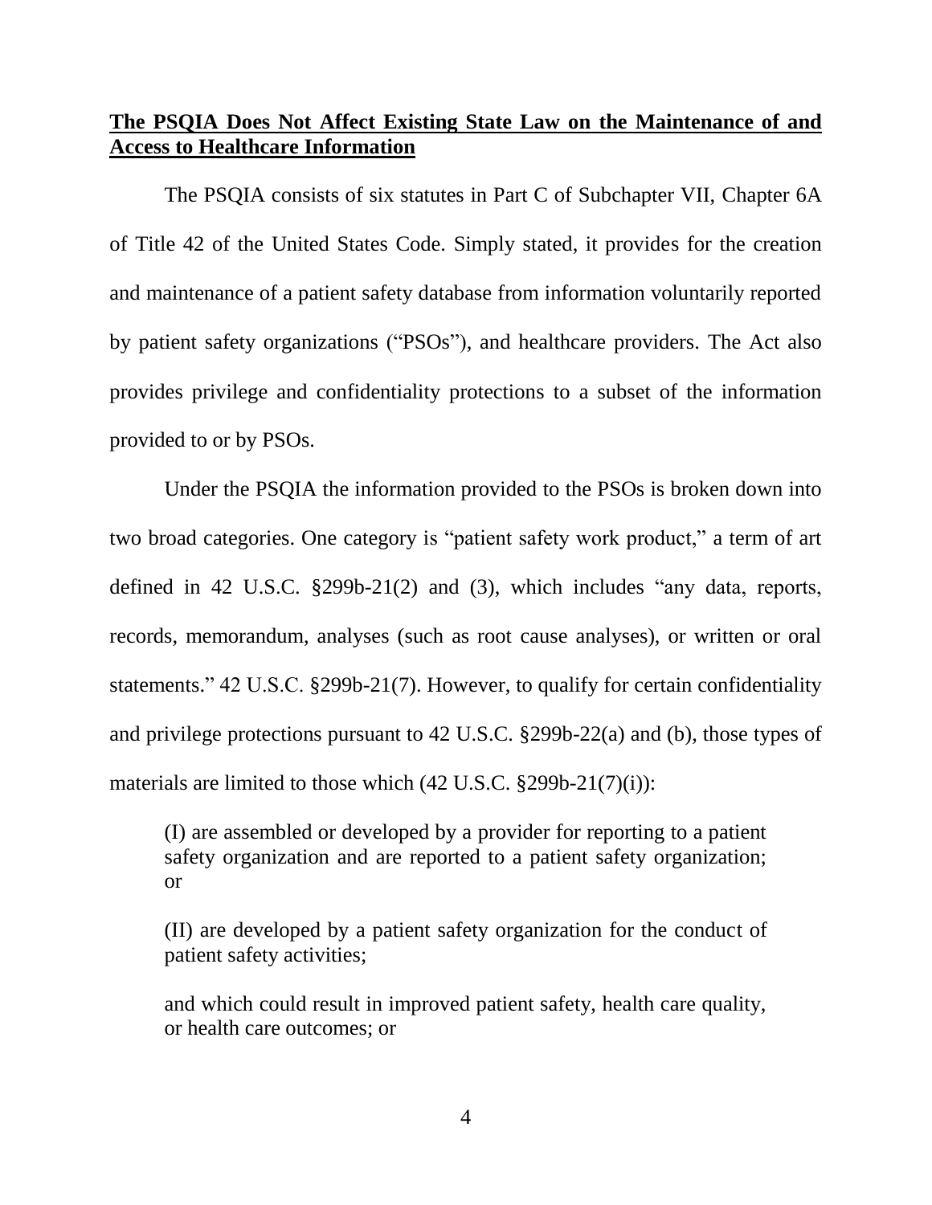**<u>The PSQIA Does Not Affect Existing State Law on the Maintenance of and Access to Healthcare Information</u>**

The PSQIA consists of six statutes in Part C of Subchapter VII, Chapter 6A of Title 42 of the United States Code. Simply stated, it provides for the creation and maintenance of a patient safety database from information voluntarily reported by patient safety organizations ("PSOs"), and healthcare providers. The Act also provides privilege and confidentiality protections to a subset of the information provided to or by PSOs.

Under the PSQIA the information provided to the PSOs is broken down into two broad categories. One category is "patient safety work product," a term of art defined in 42 U.S.C. §299b-21(2) and (3), which includes "any data, reports, records, memorandum, analyses (such as root cause analyses), or written or oral statements." 42 U.S.C. §299b-21(7). However, to qualify for certain confidentiality and privilege protections pursuant to 42 U.S.C. §299b-22(a) and (b), those types of materials are limited to those which (42 U.S.C. §299b-21(7)(i)):

> (I) are assembled or developed by a provider for reporting to a patient safety organization and are reported to a patient safety organization; or
>
> (II) are developed by a patient safety organization for the conduct of patient safety activities;
>
> and which could result in improved patient safety, health care quality, or health care outcomes; or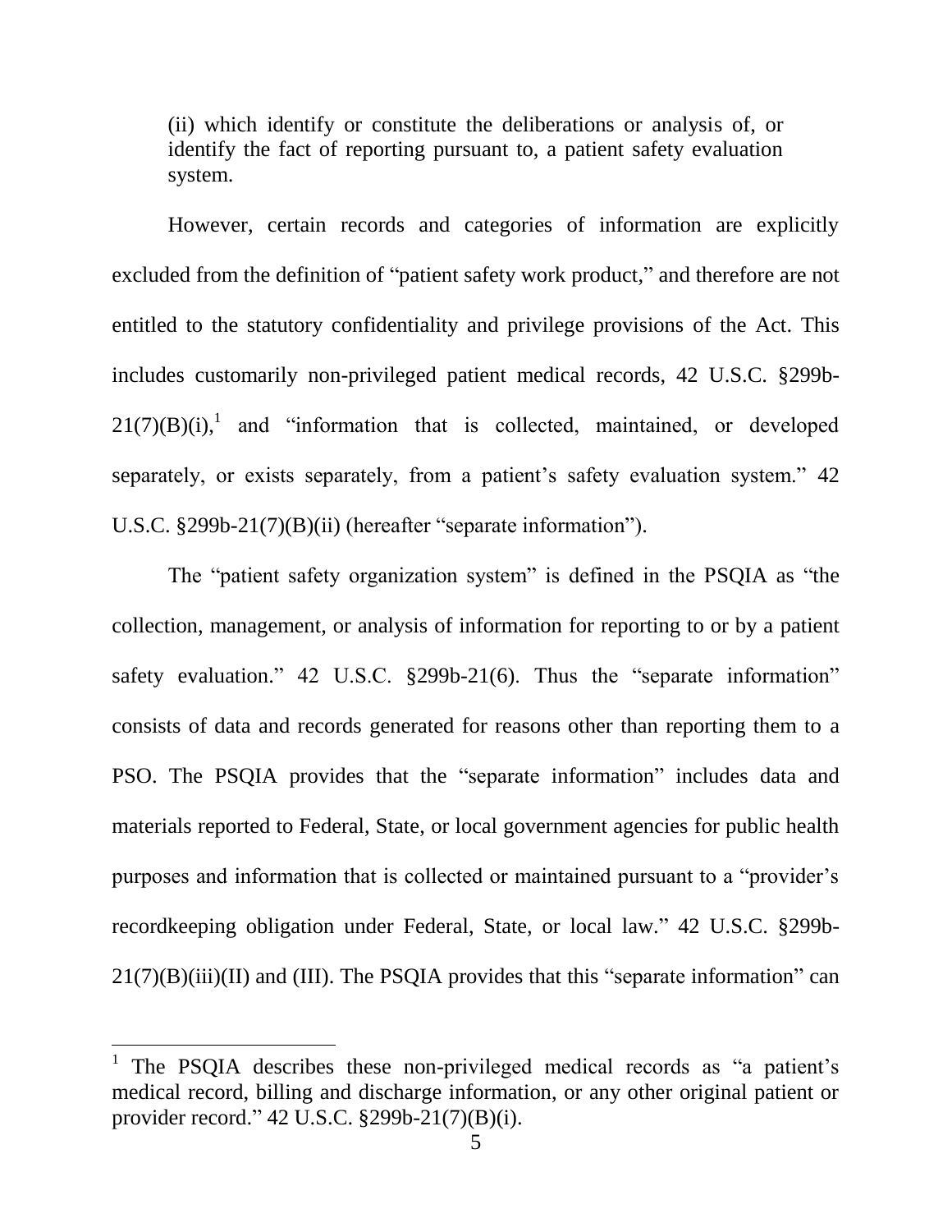> (ii) which identify or constitute the deliberations or analysis of, or identify the fact of reporting pursuant to, a patient safety evaluation system.

However, certain records and categories of information are explicitly excluded from the definition of "patient safety work product," and therefore are not entitled to the statutory confidentiality and privilege provisions of the Act. This includes customarily non-privileged patient medical records, 42 U.S.C. §299b-21(7)(B)(i),[1] and "information that is collected, maintained, or developed separately, or exists separately, from a patient's safety evaluation system." 42 U.S.C. §299b-21(7)(B)(ii) (hereafter "separate information").

The "patient safety organization system" is defined in the PSQIA as "the collection, management, or analysis of information for reporting to or by a patient safety evaluation." 42 U.S.C. §299b-21(6). Thus the "separate information" consists of data and records generated for reasons other than reporting them to a PSO. The PSQIA provides that the "separate information" includes data and materials reported to Federal, State, or local government agencies for public health purposes and information that is collected or maintained pursuant to a "provider's recordkeeping obligation under Federal, State, or local law." 42 U.S.C. §299b-21(7)(B)(iii)(II) and (III). The PSQIA provides that this "separate information" can

---

[1] The PSQIA describes these non-privileged medical records as "a patient's medical record, billing and discharge information, or any other original patient or provider record." 42 U.S.C. §299b-21(7)(B)(i).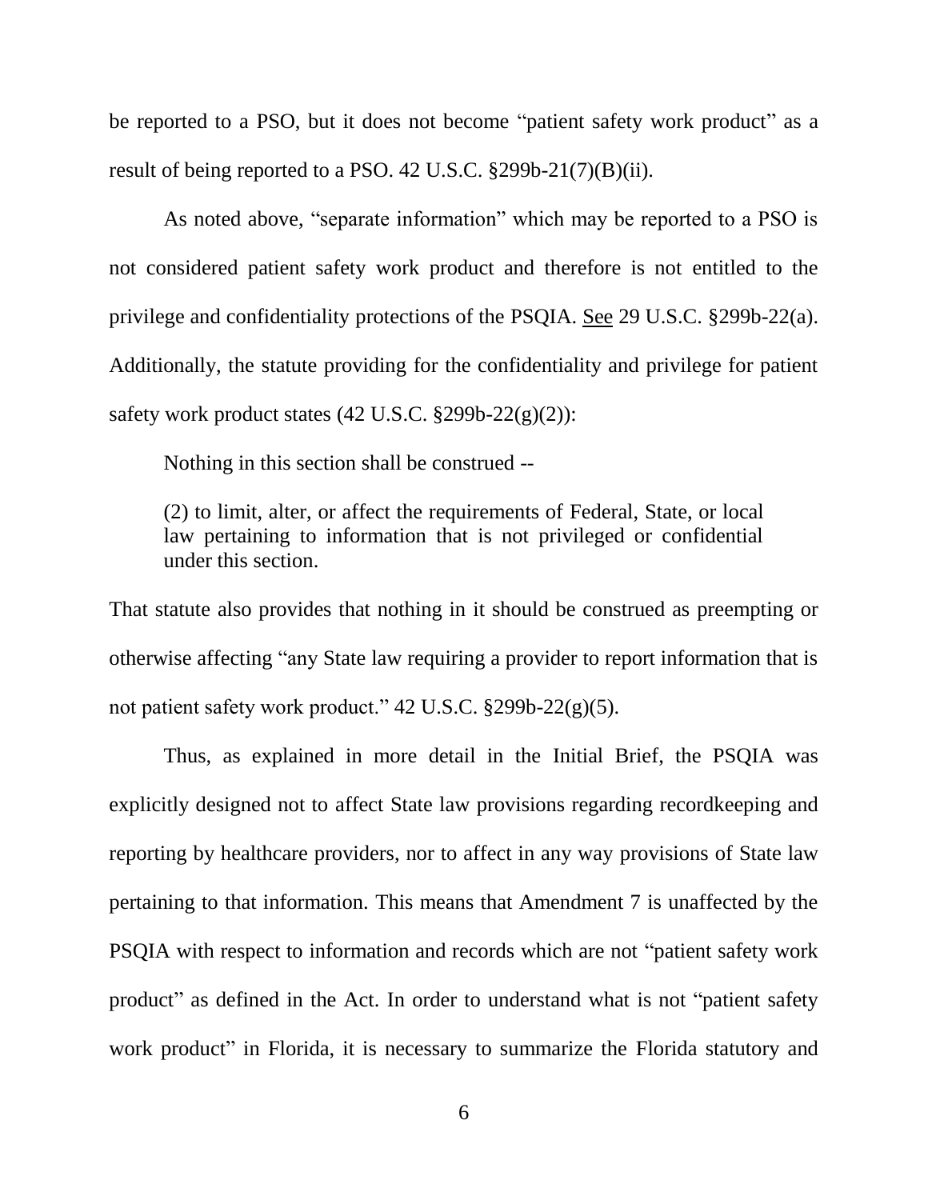be reported to a PSO, but it does not become "patient safety work product" as a result of being reported to a PSO. 42 U.S.C. §299b-21(7)(B)(ii).

As noted above, "separate information" which may be reported to a PSO is not considered patient safety work product and therefore is not entitled to the privilege and confidentiality protections of the PSQIA. See 29 U.S.C. §299b-22(a). Additionally, the statute providing for the confidentiality and privilege for patient safety work product states (42 U.S.C. §299b-22(g)(2)):

> Nothing in this section shall be construed --
>
> (2) to limit, alter, or affect the requirements of Federal, State, or local law pertaining to information that is not privileged or confidential under this section.

That statute also provides that nothing in it should be construed as preempting or otherwise affecting "any State law requiring a provider to report information that is not patient safety work product." 42 U.S.C. §299b-22(g)(5).

Thus, as explained in more detail in the Initial Brief, the PSQIA was explicitly designed not to affect State law provisions regarding recordkeeping and reporting by healthcare providers, nor to affect in any way provisions of State law pertaining to that information. This means that Amendment 7 is unaffected by the PSQIA with respect to information and records which are not "patient safety work product" as defined in the Act. In order to understand what is not "patient safety work product" in Florida, it is necessary to summarize the Florida statutory and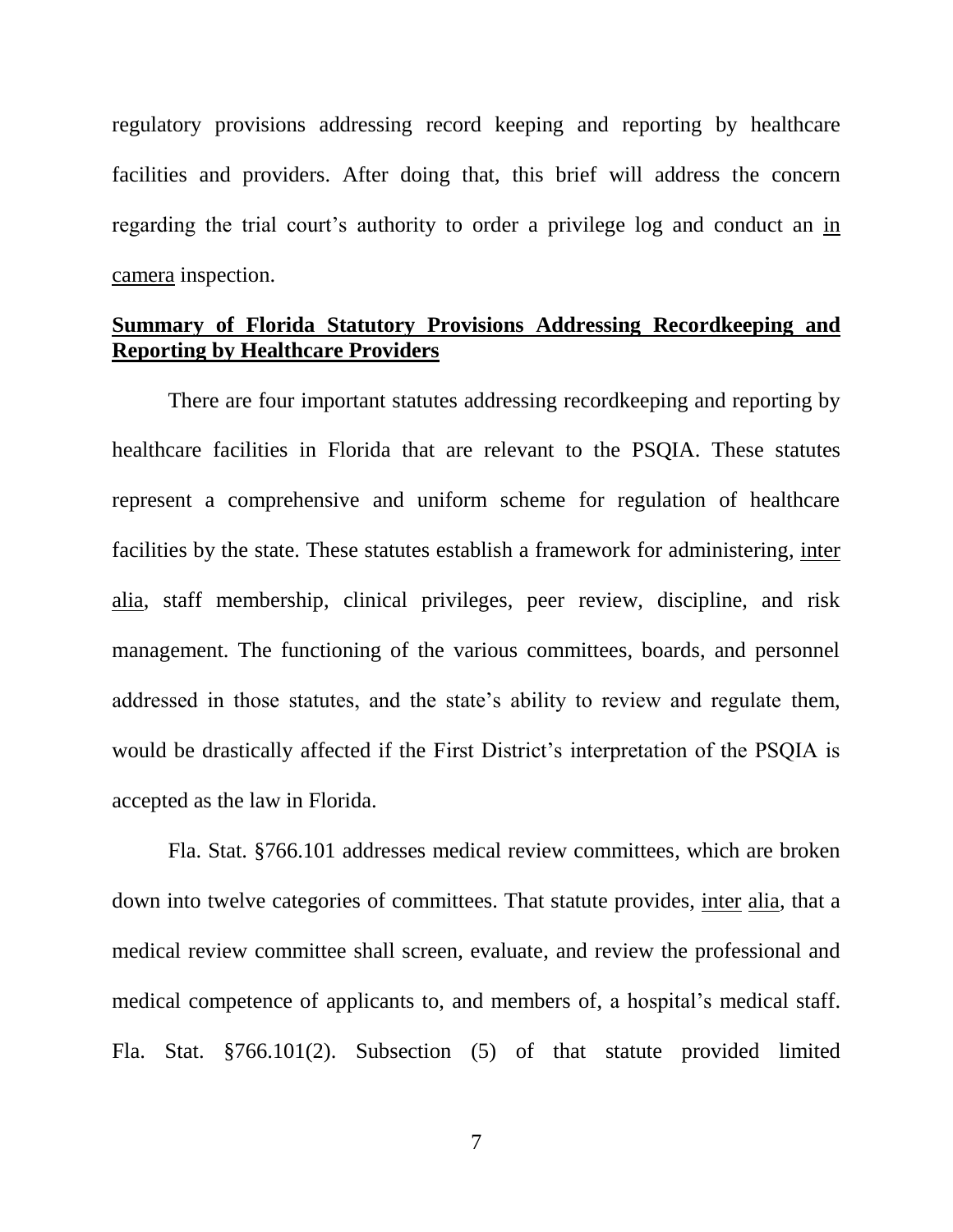regulatory provisions addressing record keeping and reporting by healthcare facilities and providers. After doing that, this brief will address the concern regarding the trial court's authority to order a privilege log and conduct an <u>in camera</u> inspection.

**<u>Summary of Florida Statutory Provisions Addressing Recordkeeping and Reporting by Healthcare Providers</u>**

There are four important statutes addressing recordkeeping and reporting by healthcare facilities in Florida that are relevant to the PSQIA. These statutes represent a comprehensive and uniform scheme for regulation of healthcare facilities by the state. These statutes establish a framework for administering, <u>inter alia</u>, staff membership, clinical privileges, peer review, discipline, and risk management. The functioning of the various committees, boards, and personnel addressed in those statutes, and the state's ability to review and regulate them, would be drastically affected if the First District's interpretation of the PSQIA is accepted as the law in Florida.

Fla. Stat. §766.101 addresses medical review committees, which are broken down into twelve categories of committees. That statute provides, <u>inter alia</u>, that a medical review committee shall screen, evaluate, and review the professional and medical competence of applicants to, and members of, a hospital's medical staff. Fla. Stat. §766.101(2). Subsection (5) of that statute provided limited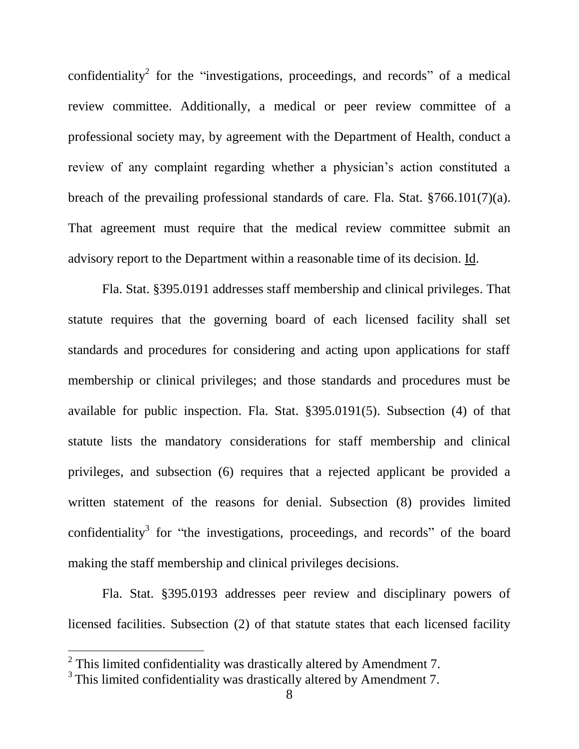confidentiality[2] for the "investigations, proceedings, and records" of a medical review committee. Additionally, a medical or peer review committee of a professional society may, by agreement with the Department of Health, conduct a review of any complaint regarding whether a physician's action constituted a breach of the prevailing professional standards of care. Fla. Stat. §766.101(7)(a). That agreement must require that the medical review committee submit an advisory report to the Department within a reasonable time of its decision. Id.

Fla. Stat. §395.0191 addresses staff membership and clinical privileges. That statute requires that the governing board of each licensed facility shall set standards and procedures for considering and acting upon applications for staff membership or clinical privileges; and those standards and procedures must be available for public inspection. Fla. Stat. §395.0191(5). Subsection (4) of that statute lists the mandatory considerations for staff membership and clinical privileges, and subsection (6) requires that a rejected applicant be provided a written statement of the reasons for denial. Subsection (8) provides limited confidentiality[3] for "the investigations, proceedings, and records" of the board making the staff membership and clinical privileges decisions.

Fla. Stat. §395.0193 addresses peer review and disciplinary powers of licensed facilities. Subsection (2) of that statute states that each licensed facility

---

[2] This limited confidentiality was drastically altered by Amendment 7.

[3] This limited confidentiality was drastically altered by Amendment 7.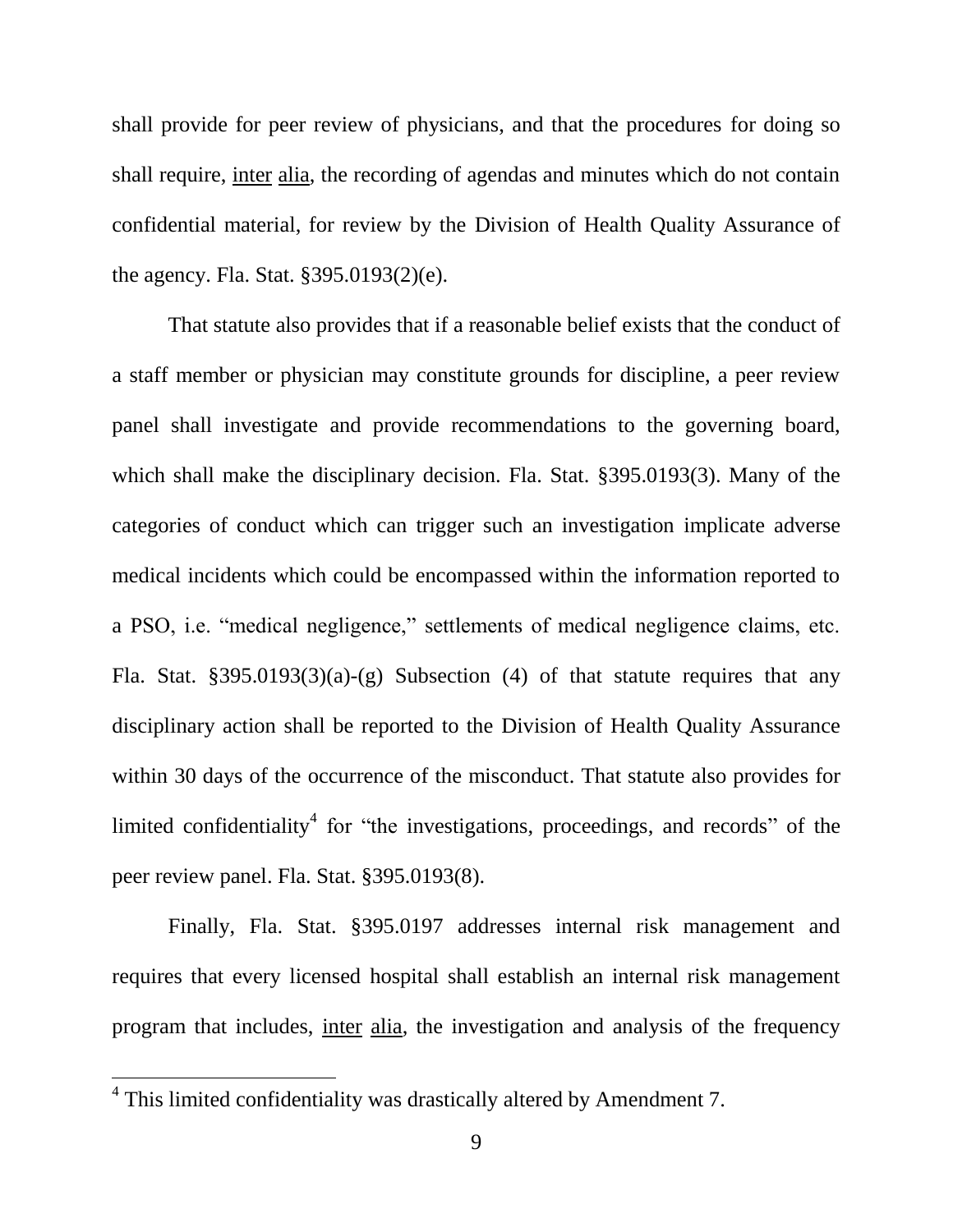shall provide for peer review of physicians, and that the procedures for doing so shall require, inter alia, the recording of agendas and minutes which do not contain confidential material, for review by the Division of Health Quality Assurance of the agency. Fla. Stat. §395.0193(2)(e).

That statute also provides that if a reasonable belief exists that the conduct of a staff member or physician may constitute grounds for discipline, a peer review panel shall investigate and provide recommendations to the governing board, which shall make the disciplinary decision. Fla. Stat. §395.0193(3). Many of the categories of conduct which can trigger such an investigation implicate adverse medical incidents which could be encompassed within the information reported to a PSO, i.e. "medical negligence," settlements of medical negligence claims, etc. Fla. Stat. §395.0193(3)(a)-(g) Subsection (4) of that statute requires that any disciplinary action shall be reported to the Division of Health Quality Assurance within 30 days of the occurrence of the misconduct. That statute also provides for limited confidentiality[4] for "the investigations, proceedings, and records" of the peer review panel. Fla. Stat. §395.0193(8).

Finally, Fla. Stat. §395.0197 addresses internal risk management and requires that every licensed hospital shall establish an internal risk management program that includes, inter alia, the investigation and analysis of the frequency

[4] This limited confidentiality was drastically altered by Amendment 7.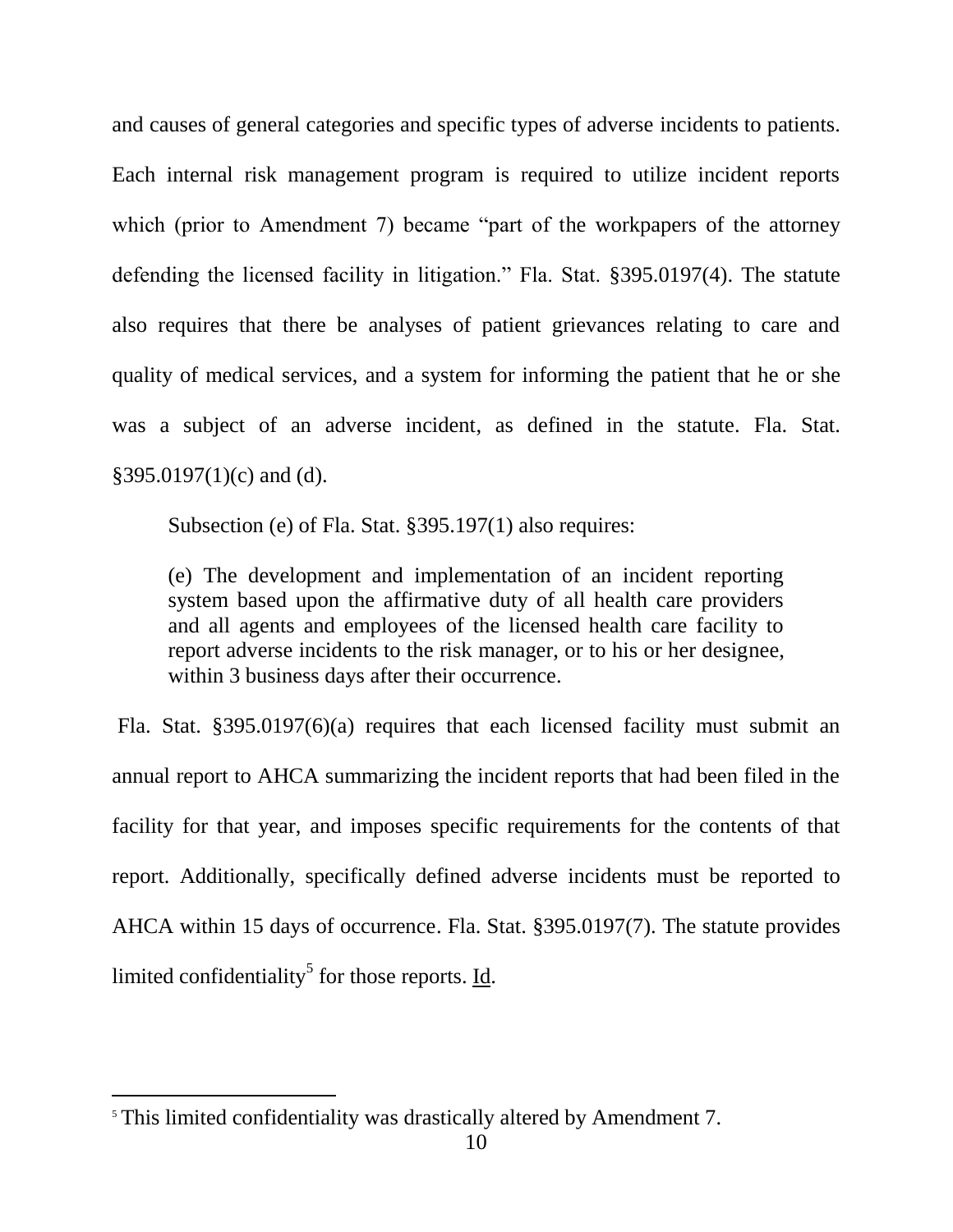and causes of general categories and specific types of adverse incidents to patients. Each internal risk management program is required to utilize incident reports which (prior to Amendment 7) became "part of the workpapers of the attorney defending the licensed facility in litigation." Fla. Stat. §395.0197(4). The statute also requires that there be analyses of patient grievances relating to care and quality of medical services, and a system for informing the patient that he or she was a subject of an adverse incident, as defined in the statute. Fla. Stat. §395.0197(1)(c) and (d).

Subsection (e) of Fla. Stat. §395.197(1) also requires:

> (e) The development and implementation of an incident reporting system based upon the affirmative duty of all health care providers and all agents and employees of the licensed health care facility to report adverse incidents to the risk manager, or to his or her designee, within 3 business days after their occurrence.

Fla. Stat. §395.0197(6)(a) requires that each licensed facility must submit an annual report to AHCA summarizing the incident reports that had been filed in the facility for that year, and imposes specific requirements for the contents of that report. Additionally, specifically defined adverse incidents must be reported to AHCA within 15 days of occurrence. Fla. Stat. §395.0197(7). The statute provides limited confidentiality[5] for those reports. Id.

---

[5] This limited confidentiality was drastically altered by Amendment 7.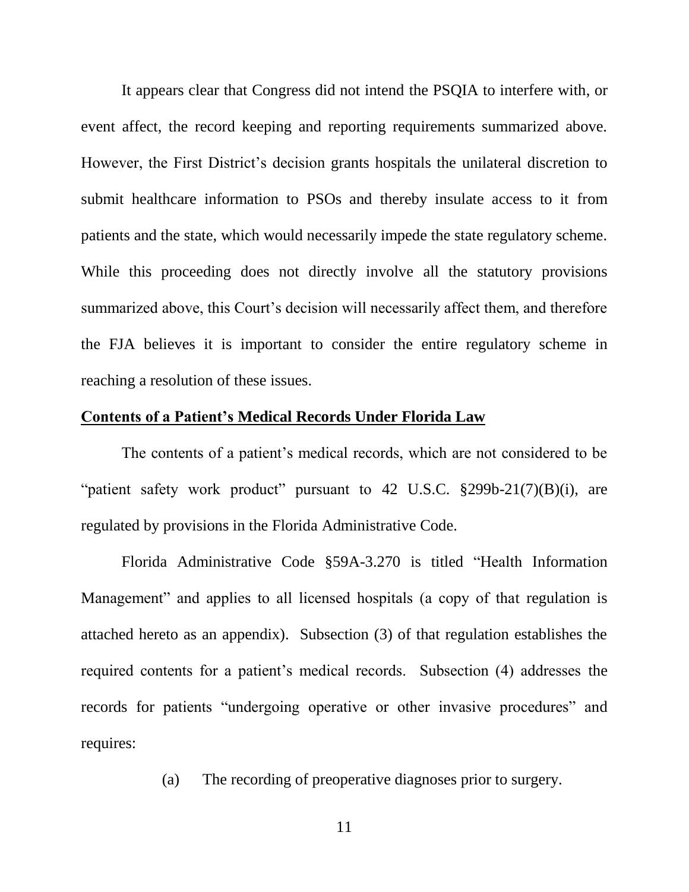It appears clear that Congress did not intend the PSQIA to interfere with, or event affect, the record keeping and reporting requirements summarized above. However, the First District's decision grants hospitals the unilateral discretion to submit healthcare information to PSOs and thereby insulate access to it from patients and the state, which would necessarily impede the state regulatory scheme. While this proceeding does not directly involve all the statutory provisions summarized above, this Court's decision will necessarily affect them, and therefore the FJA believes it is important to consider the entire regulatory scheme in reaching a resolution of these issues.

**Contents of a Patient's Medical Records Under Florida Law**

The contents of a patient's medical records, which are not considered to be "patient safety work product" pursuant to 42 U.S.C. §299b-21(7)(B)(i), are regulated by provisions in the Florida Administrative Code.

Florida Administrative Code §59A-3.270 is titled "Health Information Management" and applies to all licensed hospitals (a copy of that regulation is attached hereto as an appendix). Subsection (3) of that regulation establishes the required contents for a patient's medical records. Subsection (4) addresses the records for patients "undergoing operative or other invasive procedures" and requires:

> (a) The recording of preoperative diagnoses prior to surgery.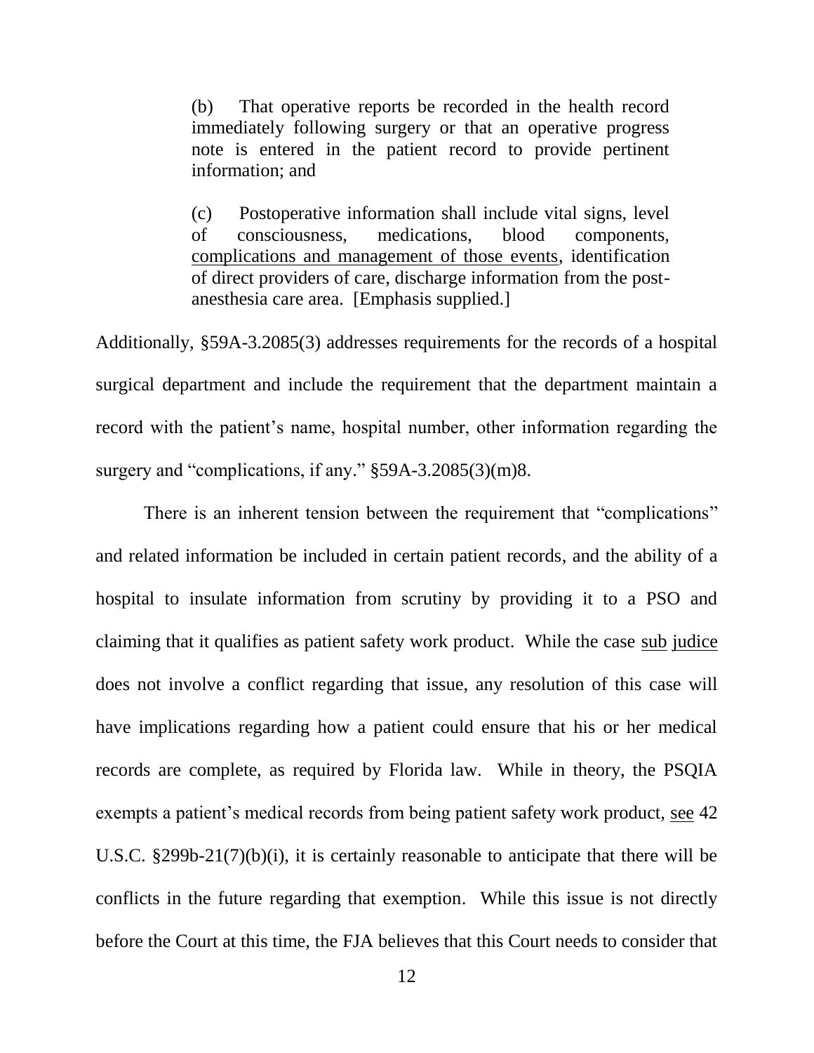> (b) That operative reports be recorded in the health record immediately following surgery or that an operative progress note is entered in the patient record to provide pertinent information; and
>
> (c) Postoperative information shall include vital signs, level of consciousness, medications, blood components, <u>complications and management of those events</u>, identification of direct providers of care, discharge information from the post-anesthesia care area. [Emphasis supplied.]

Additionally, §59A-3.2085(3) addresses requirements for the records of a hospital surgical department and include the requirement that the department maintain a record with the patient's name, hospital number, other information regarding the surgery and "complications, if any." §59A-3.2085(3)(m)8.

There is an inherent tension between the requirement that "complications" and related information be included in certain patient records, and the ability of a hospital to insulate information from scrutiny by providing it to a PSO and claiming that it qualifies as patient safety work product. While the case <u>sub judice</u> does not involve a conflict regarding that issue, any resolution of this case will have implications regarding how a patient could ensure that his or her medical records are complete, as required by Florida law. While in theory, the PSQIA exempts a patient's medical records from being patient safety work product, <u>see</u> 42 U.S.C. §299b-21(7)(b)(i), it is certainly reasonable to anticipate that there will be conflicts in the future regarding that exemption. While this issue is not directly before the Court at this time, the FJA believes that this Court needs to consider that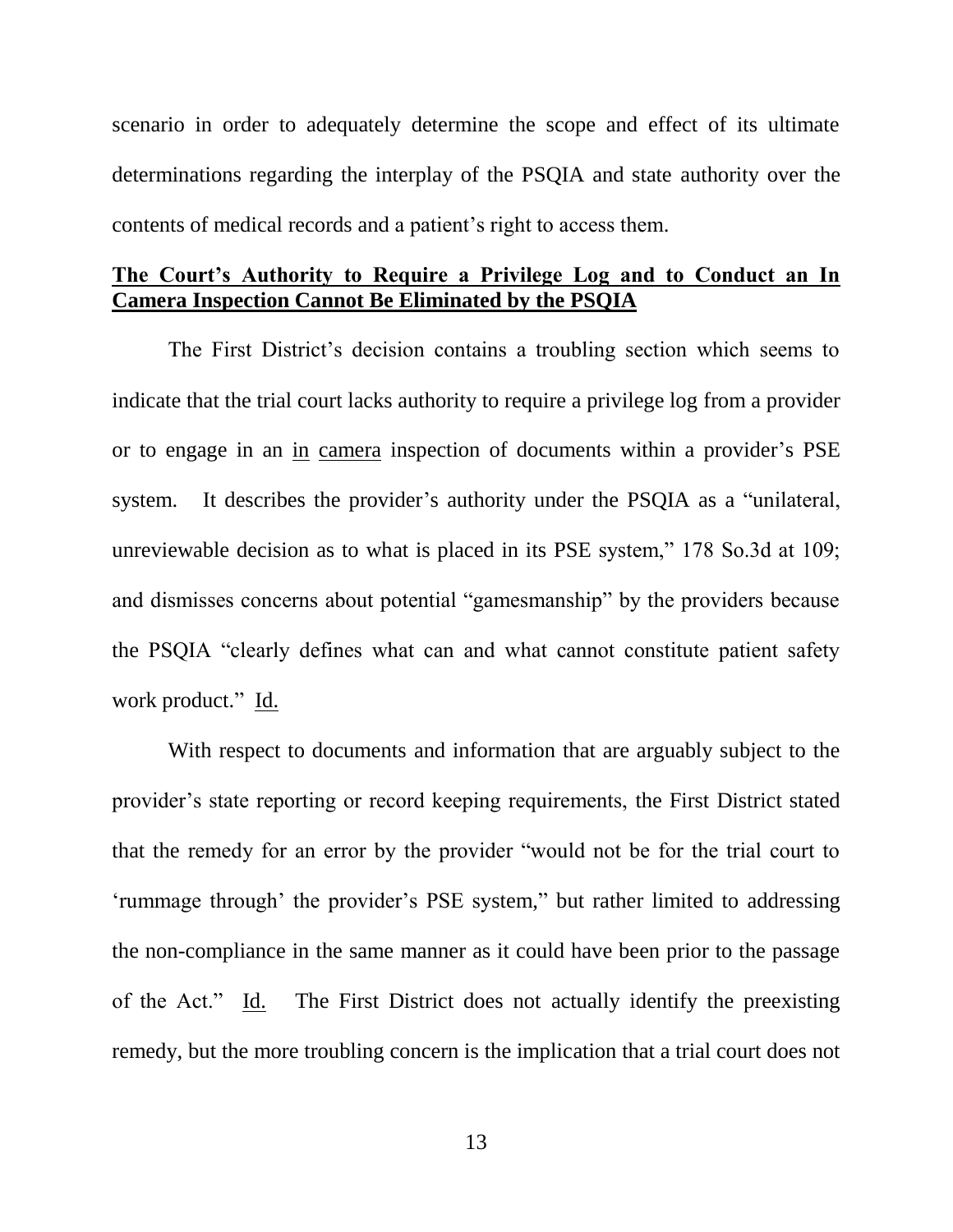scenario in order to adequately determine the scope and effect of its ultimate determinations regarding the interplay of the PSQIA and state authority over the contents of medical records and a patient's right to access them.

**The Court's Authority to Require a Privilege Log and to Conduct an In Camera Inspection Cannot Be Eliminated by the PSQIA**

The First District's decision contains a troubling section which seems to indicate that the trial court lacks authority to require a privilege log from a provider or to engage in an in camera inspection of documents within a provider's PSE system. It describes the provider's authority under the PSQIA as a "unilateral, unreviewable decision as to what is placed in its PSE system," 178 So.3d at 109; and dismisses concerns about potential "gamesmanship" by the providers because the PSQIA "clearly defines what can and what cannot constitute patient safety work product." Id.

With respect to documents and information that are arguably subject to the provider's state reporting or record keeping requirements, the First District stated that the remedy for an error by the provider "would not be for the trial court to 'rummage through' the provider's PSE system," but rather limited to addressing the non-compliance in the same manner as it could have been prior to the passage of the Act." Id. The First District does not actually identify the preexisting remedy, but the more troubling concern is the implication that a trial court does not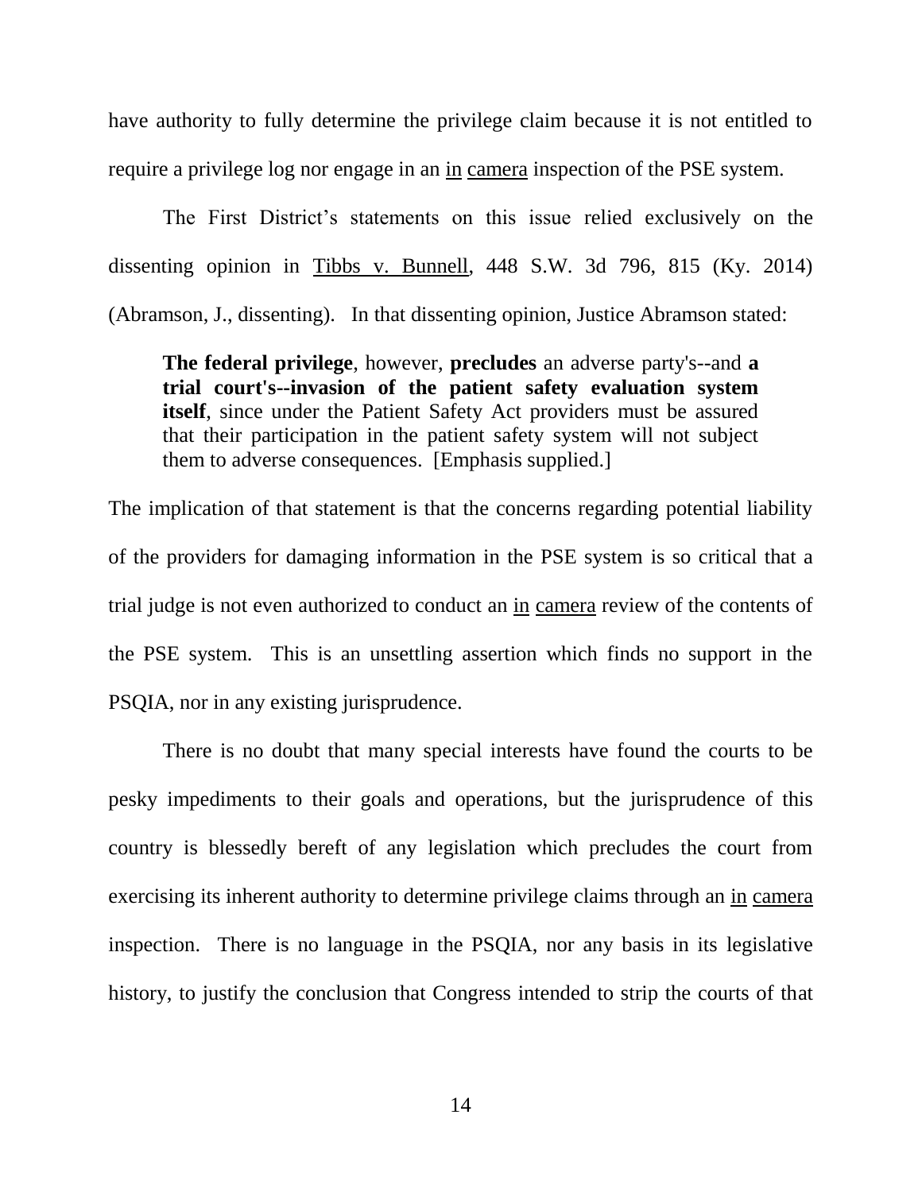have authority to fully determine the privilege claim because it is not entitled to require a privilege log nor engage in an in camera inspection of the PSE system.

The First District's statements on this issue relied exclusively on the dissenting opinion in Tibbs v. Bunnell, 448 S.W. 3d 796, 815 (Ky. 2014) (Abramson, J., dissenting). In that dissenting opinion, Justice Abramson stated:

> **The federal privilege**, however, **precludes** an adverse party's--and **a trial court's--invasion of the patient safety evaluation system itself**, since under the Patient Safety Act providers must be assured that their participation in the patient safety system will not subject them to adverse consequences. [Emphasis supplied.]

The implication of that statement is that the concerns regarding potential liability of the providers for damaging information in the PSE system is so critical that a trial judge is not even authorized to conduct an in camera review of the contents of the PSE system. This is an unsettling assertion which finds no support in the PSQIA, nor in any existing jurisprudence.

There is no doubt that many special interests have found the courts to be pesky impediments to their goals and operations, but the jurisprudence of this country is blessedly bereft of any legislation which precludes the court from exercising its inherent authority to determine privilege claims through an in camera inspection. There is no language in the PSQIA, nor any basis in its legislative history, to justify the conclusion that Congress intended to strip the courts of that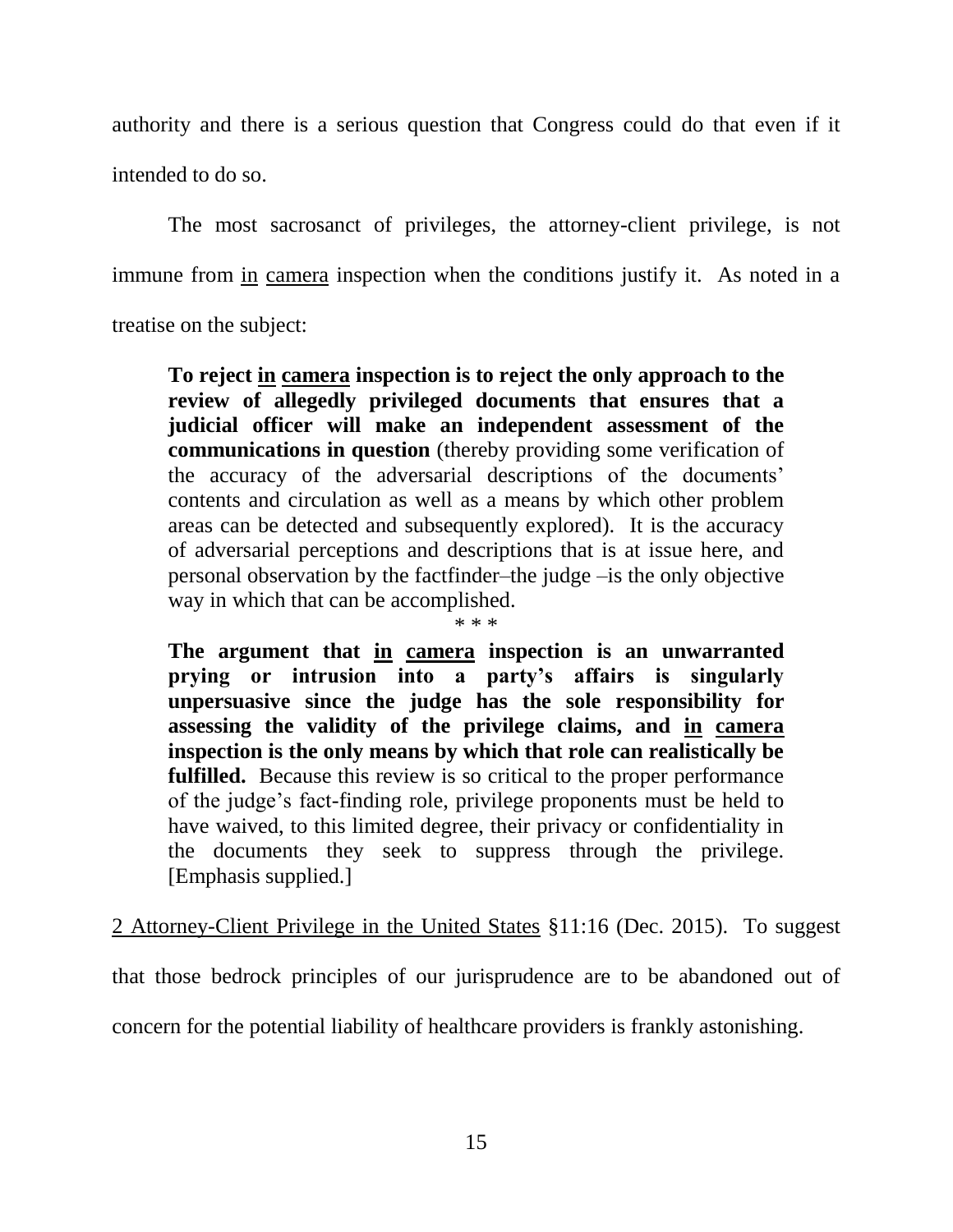authority and there is a serious question that Congress could do that even if it intended to do so.

The most sacrosanct of privileges, the attorney-client privilege, is not immune from in camera inspection when the conditions justify it. As noted in a treatise on the subject:

> **To reject in camera inspection is to reject the only approach to the review of allegedly privileged documents that ensures that a judicial officer will make an independent assessment of the communications in question** (thereby providing some verification of the accuracy of the adversarial descriptions of the documents' contents and circulation as well as a means by which other problem areas can be detected and subsequently explored). It is the accuracy of adversarial perceptions and descriptions that is at issue here, and personal observation by the factfinder–the judge –is the only objective way in which that can be accomplished.
>
> \* \* \*
>
> **The argument that in camera inspection is an unwarranted prying or intrusion into a party's affairs is singularly unpersuasive since the judge has the sole responsibility for assessing the validity of the privilege claims, and in camera inspection is the only means by which that role can realistically be fulfilled.** Because this review is so critical to the proper performance of the judge's fact-finding role, privilege proponents must be held to have waived, to this limited degree, their privacy or confidentiality in the documents they seek to suppress through the privilege. [Emphasis supplied.]

2 Attorney-Client Privilege in the United States §11:16 (Dec. 2015). To suggest that those bedrock principles of our jurisprudence are to be abandoned out of concern for the potential liability of healthcare providers is frankly astonishing.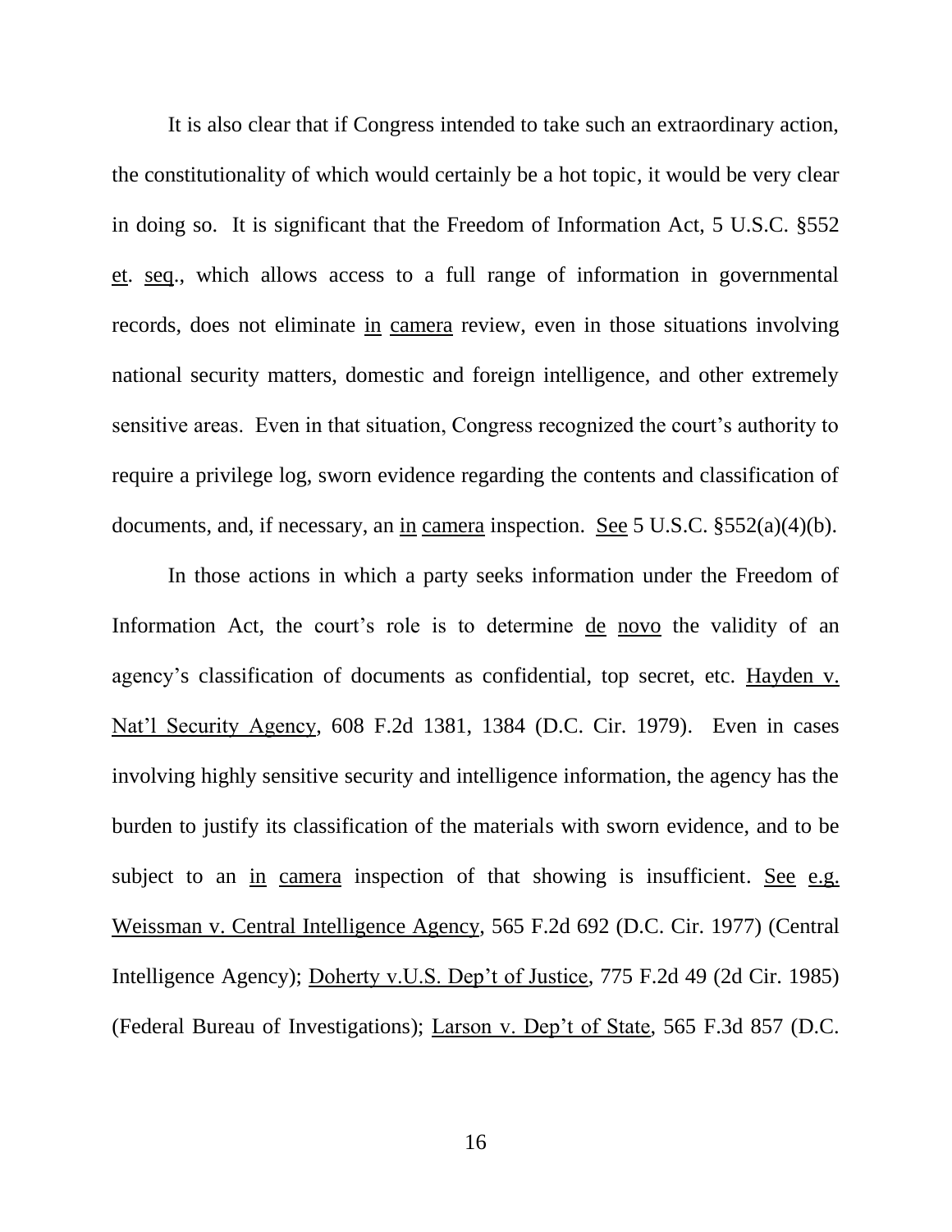It is also clear that if Congress intended to take such an extraordinary action, the constitutionality of which would certainly be a hot topic, it would be very clear in doing so. It is significant that the Freedom of Information Act, 5 U.S.C. §552 et. seq., which allows access to a full range of information in governmental records, does not eliminate in camera review, even in those situations involving national security matters, domestic and foreign intelligence, and other extremely sensitive areas. Even in that situation, Congress recognized the court's authority to require a privilege log, sworn evidence regarding the contents and classification of documents, and, if necessary, an in camera inspection. See 5 U.S.C. §552(a)(4)(b).

In those actions in which a party seeks information under the Freedom of Information Act, the court's role is to determine de novo the validity of an agency's classification of documents as confidential, top secret, etc. Hayden v. Nat'l Security Agency, 608 F.2d 1381, 1384 (D.C. Cir. 1979). Even in cases involving highly sensitive security and intelligence information, the agency has the burden to justify its classification of the materials with sworn evidence, and to be subject to an in camera inspection of that showing is insufficient. See e.g. Weissman v. Central Intelligence Agency, 565 F.2d 692 (D.C. Cir. 1977) (Central Intelligence Agency); Doherty v.U.S. Dep't of Justice, 775 F.2d 49 (2d Cir. 1985) (Federal Bureau of Investigations); Larson v. Dep't of State, 565 F.3d 857 (D.C.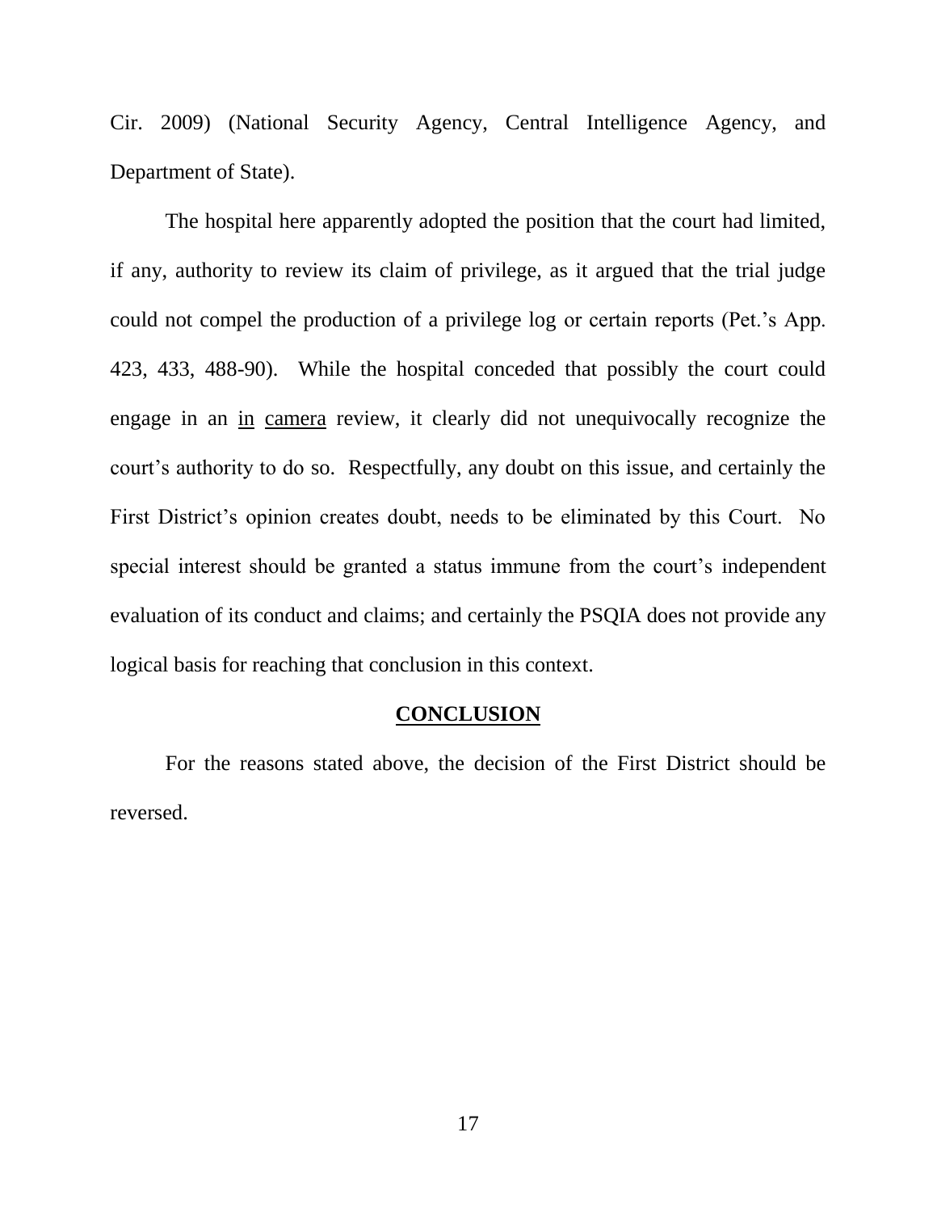Cir. 2009) (National Security Agency, Central Intelligence Agency, and Department of State).

The hospital here apparently adopted the position that the court had limited, if any, authority to review its claim of privilege, as it argued that the trial judge could not compel the production of a privilege log or certain reports (Pet.'s App. 423, 433, 488-90). While the hospital conceded that possibly the court could engage in an in camera review, it clearly did not unequivocally recognize the court's authority to do so. Respectfully, any doubt on this issue, and certainly the First District's opinion creates doubt, needs to be eliminated by this Court. No special interest should be granted a status immune from the court's independent evaluation of its conduct and claims; and certainly the PSQIA does not provide any logical basis for reaching that conclusion in this context.

## CONCLUSION

For the reasons stated above, the decision of the First District should be reversed.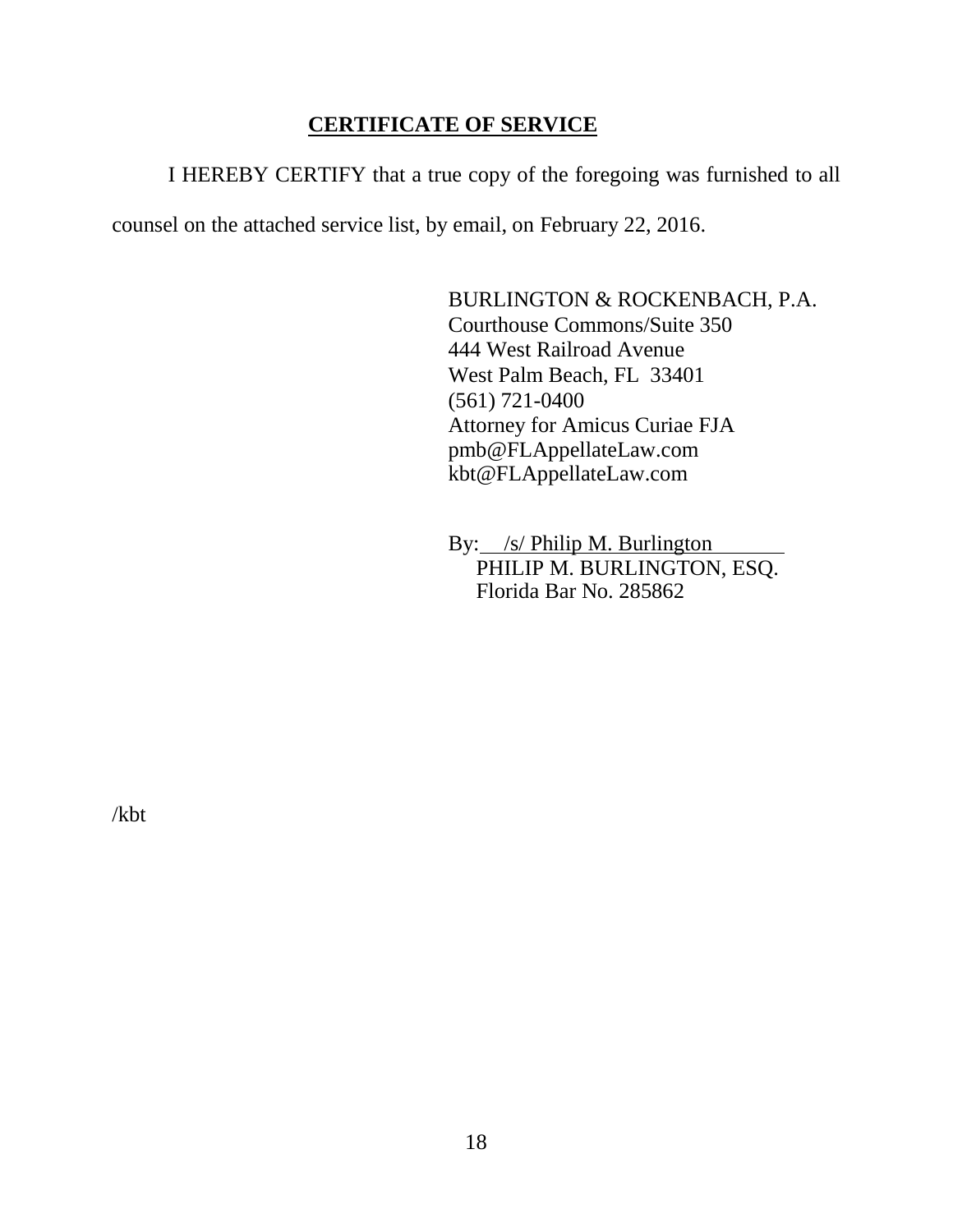## CERTIFICATE OF SERVICE

I HEREBY CERTIFY that a true copy of the foregoing was furnished to all counsel on the attached service list, by email, on February 22, 2016.

BURLINGTON & ROCKENBACH, P.A.
Courthouse Commons/Suite 350
444 West Railroad Avenue
West Palm Beach, FL 33401
(561) 721-0400
Attorney for Amicus Curiae FJA
pmb@FLAppellateLaw.com
kbt@FLAppellateLaw.com

By: /s/ Philip M. Burlington
PHILIP M. BURLINGTON, ESQ.
Florida Bar No. 285862

/kbt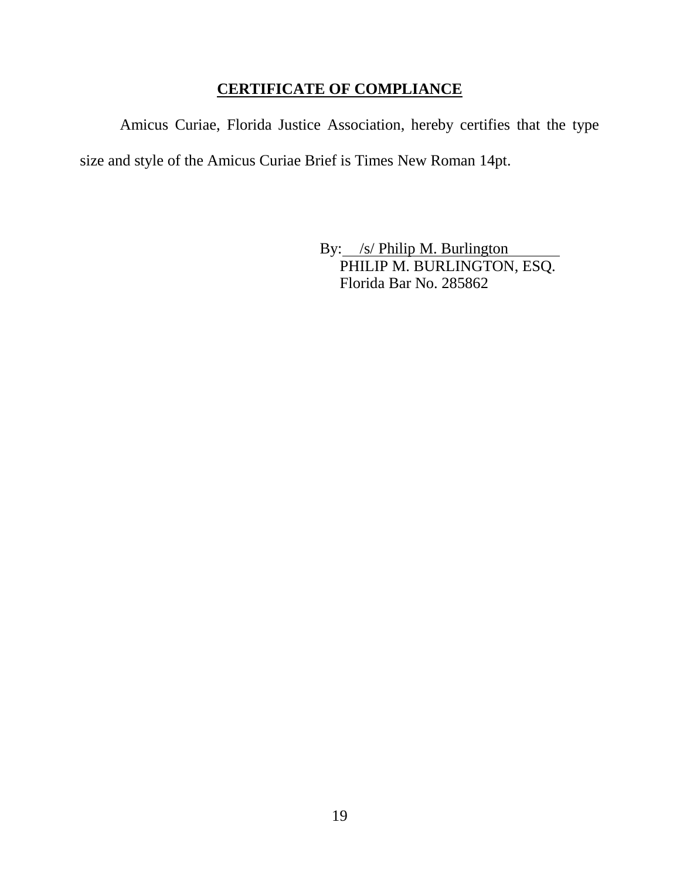## CERTIFICATE OF COMPLIANCE

Amicus Curiae, Florida Justice Association, hereby certifies that the type size and style of the Amicus Curiae Brief is Times New Roman 14pt.

By: /s/ Philip M. Burlington
PHILIP M. BURLINGTON, ESQ.
Florida Bar No. 285862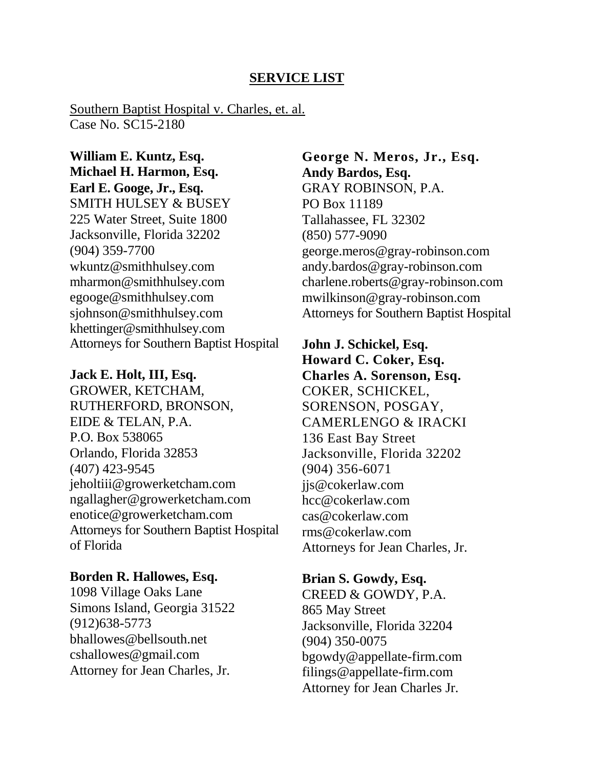## SERVICE LIST

Southern Baptist Hospital v. Charles, et. al.
Case No. SC15-2180

**William E. Kuntz, Esq.**
**Michael H. Harmon, Esq.**
**Earl E. Googe, Jr., Esq.**
SMITH HULSEY & BUSEY
225 Water Street, Suite 1800
Jacksonville, Florida 32202
(904) 359-7700
wkuntz@smithhulsey.com
mharmon@smithhulsey.com
egooge@smithhulsey.com
sjohnson@smithhulsey.com
khettinger@smithhulsey.com
Attorneys for Southern Baptist Hospital

**Jack E. Holt, III, Esq.**
GROWER, KETCHAM, RUTHERFORD, BRONSON, EIDE & TELAN, P.A.
P.O. Box 538065
Orlando, Florida 32853
(407) 423-9545
jeholtiii@growerketcham.com
ngallagher@growerketcham.com
enotice@growerketcham.com
Attorneys for Southern Baptist Hospital of Florida

**Borden R. Hallowes, Esq.**
1098 Village Oaks Lane
Simons Island, Georgia 31522
(912)638-5773
bhallowes@bellsouth.net
cshallowes@gmail.com
Attorney for Jean Charles, Jr.

**George N. Meros, Jr., Esq.**
**Andy Bardos, Esq.**
GRAY ROBINSON, P.A.
PO Box 11189
Tallahassee, FL 32302
(850) 577-9090
george.meros@gray-robinson.com
andy.bardos@gray-robinson.com
charlene.roberts@gray-robinson.com
mwilkinson@gray-robinson.com
Attorneys for Southern Baptist Hospital

**John J. Schickel, Esq.**
**Howard C. Coker, Esq.**
**Charles A. Sorenson, Esq.**
COKER, SCHICKEL, SORENSON, POSGAY, CAMERLENGO & IRACKI
136 East Bay Street
Jacksonville, Florida 32202
(904) 356-6071
jjs@cokerlaw.com
hcc@cokerlaw.com
cas@cokerlaw.com
rms@cokerlaw.com
Attorneys for Jean Charles, Jr.

**Brian S. Gowdy, Esq.**
CREED & GOWDY, P.A.
865 May Street
Jacksonville, Florida 32204
(904) 350-0075
bgowdy@appellate-firm.com
filings@appellate-firm.com
Attorney for Jean Charles Jr.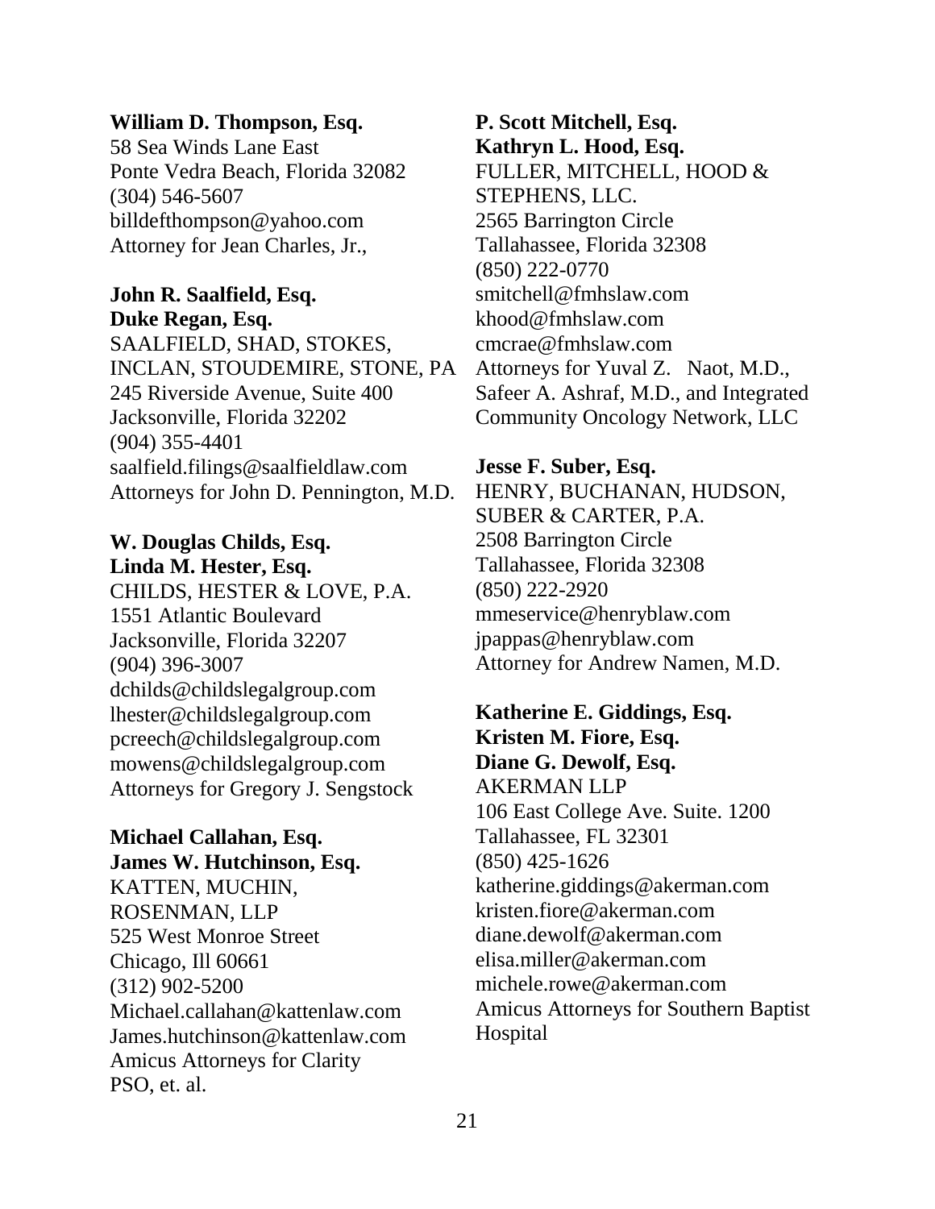**William D. Thompson, Esq.**
58 Sea Winds Lane East
Ponte Vedra Beach, Florida 32082
(304) 546-5607
billdefthompson@yahoo.com
Attorney for Jean Charles, Jr.,

**John R. Saalfield, Esq.**
**Duke Regan, Esq.**
SAALFIELD, SHAD, STOKES, INCLAN, STOUDEMIRE, STONE, PA
245 Riverside Avenue, Suite 400
Jacksonville, Florida 32202
(904) 355-4401
saalfield.filings@saalfieldlaw.com
Attorneys for John D. Pennington, M.D.

**W. Douglas Childs, Esq.**
**Linda M. Hester, Esq.**
CHILDS, HESTER & LOVE, P.A.
1551 Atlantic Boulevard
Jacksonville, Florida 32207
(904) 396-3007
dchilds@childslegalgroup.com
lhester@childslegalgroup.com
pcreech@childslegalgroup.com
mowens@childslegalgroup.com
Attorneys for Gregory J. Sengstock

**Michael Callahan, Esq.**
**James W. Hutchinson, Esq.**
KATTEN, MUCHIN, ROSENMAN, LLP
525 West Monroe Street
Chicago, Ill 60661
(312) 902-5200
Michael.callahan@kattenlaw.com
James.hutchinson@kattenlaw.com
Amicus Attorneys for Clarity PSO, et. al.

**P. Scott Mitchell, Esq.**
**Kathryn L. Hood, Esq.**
FULLER, MITCHELL, HOOD & STEPHENS, LLC.
2565 Barrington Circle
Tallahassee, Florida 32308
(850) 222-0770
smitchell@fmhslaw.com
khood@fmhslaw.com
cmcrae@fmhslaw.com
Attorneys for Yuval Z. Naot, M.D., Safeer A. Ashraf, M.D., and Integrated Community Oncology Network, LLC

**Jesse F. Suber, Esq.**
HENRY, BUCHANAN, HUDSON, SUBER & CARTER, P.A.
2508 Barrington Circle
Tallahassee, Florida 32308
(850) 222-2920
mmeservice@henryblaw.com
jpappas@henryblaw.com
Attorney for Andrew Namen, M.D.

**Katherine E. Giddings, Esq.**
**Kristen M. Fiore, Esq.**
**Diane G. Dewolf, Esq.**
AKERMAN LLP
106 East College Ave. Suite. 1200
Tallahassee, FL 32301
(850) 425-1626
katherine.giddings@akerman.com
kristen.fiore@akerman.com
diane.dewolf@akerman.com
elisa.miller@akerman.com
michele.rowe@akerman.com
Amicus Attorneys for Southern Baptist Hospital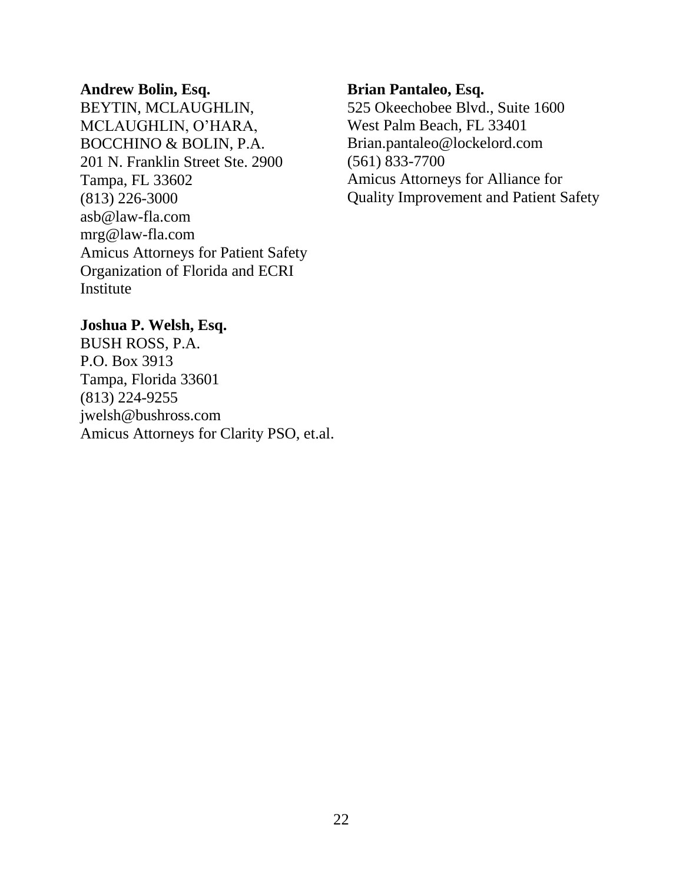**Andrew Bolin, Esq.**
BEYTIN, MCLAUGHLIN,
MCLAUGHLIN, O'HARA,
BOCCHINO & BOLIN, P.A.
201 N. Franklin Street Ste. 2900
Tampa, FL 33602
(813) 226-3000
asb@law-fla.com
mrg@law-fla.com
Amicus Attorneys for Patient Safety
Organization of Florida and ECRI
Institute

**Joshua P. Welsh, Esq.**
BUSH ROSS, P.A.
P.O. Box 3913
Tampa, Florida 33601
(813) 224-9255
jwelsh@bushross.com
Amicus Attorneys for Clarity PSO, et.al.

**Brian Pantaleo, Esq.**
525 Okeechobee Blvd., Suite 1600
West Palm Beach, FL 33401
Brian.pantaleo@lockelord.com
(561) 833-7700
Amicus Attorneys for Alliance for
Quality Improvement and Patient Safety